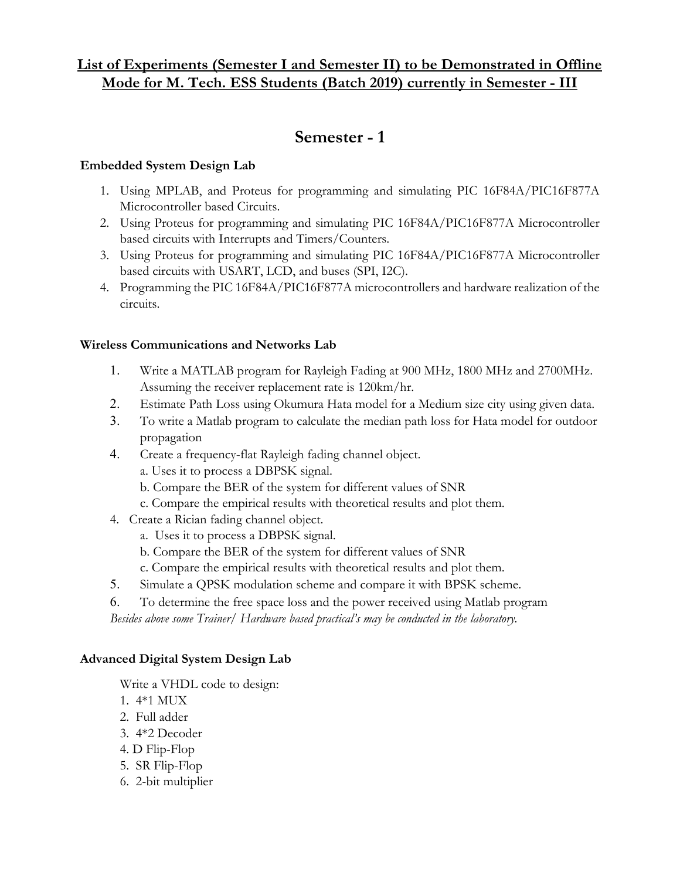# List of Experiments (Semester I and Semester II) to be Demonstrated in Offline Mode for M. Tech. ESS Students (Batch 2019) currently in Semester - III

## Semester - 1

### Embedded System Design Lab

1. Using MPLAB, and Proteus for programming and simulating PIC 16F84A/PIC16F877A Microcontroller based Circuits.
2. Using Proteus for programming and simulating PIC 16F84A/PIC16F877A Microcontroller based circuits with Interrupts and Timers/Counters.
3. Using Proteus for programming and simulating PIC 16F84A/PIC16F877A Microcontroller based circuits with USART, LCD, and buses (SPI, I2C).
4. Programming the PIC 16F84A/PIC16F877A microcontrollers and hardware realization of the circuits.

### Wireless Communications and Networks Lab

1. Write a MATLAB program for Rayleigh Fading at 900 MHz, 1800 MHz and 2700MHz. Assuming the receiver replacement rate is 120km/hr.
2. Estimate Path Loss using Okumura Hata model for a Medium size city using given data.
3. To write a Matlab program to calculate the median path loss for Hata model for outdoor propagation
4. Create a frequency-flat Rayleigh fading channel object.
   a. Uses it to process a DBPSK signal.
   b. Compare the BER of the system for different values of SNR
   c. Compare the empirical results with theoretical results and plot them.

4. Create a Rician fading channel object.
   a. Uses it to process a DBPSK signal.
   b. Compare the BER of the system for different values of SNR
   c. Compare the empirical results with theoretical results and plot them.

5. Simulate a QPSK modulation scheme and compare it with BPSK scheme.
6. To determine the free space loss and the power received using Matlab program

*Besides above some Trainer/ Hardware based practical's may be conducted in the laboratory.*

### Advanced Digital System Design Lab

Write a VHDL code to design:

1. 4*1 MUX
2. Full adder
3. 4*2 Decoder
4. D Flip-Flop
5. SR Flip-Flop
6. 2-bit multiplier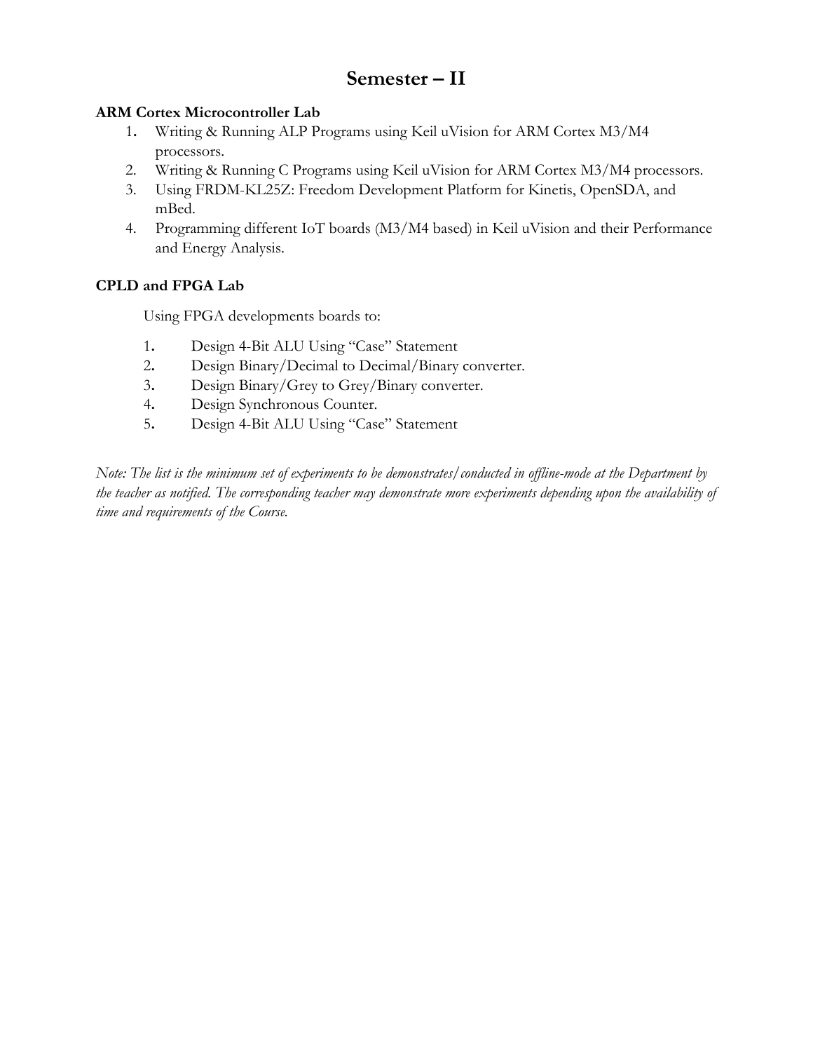# Semester – II

**ARM Cortex Microcontroller Lab**

1. Writing & Running ALP Programs using Keil uVision for ARM Cortex M3/M4 processors.
2. Writing & Running C Programs using Keil uVision for ARM Cortex M3/M4 processors.
3. Using FRDM-KL25Z: Freedom Development Platform for Kinetis, OpenSDA, and mBed.
4. Programming different IoT boards (M3/M4 based) in Keil uVision and their Performance and Energy Analysis.

**CPLD and FPGA Lab**

Using FPGA developments boards to:

1. Design 4-Bit ALU Using "Case" Statement
2. Design Binary/Decimal to Decimal/Binary converter.
3. Design Binary/Grey to Grey/Binary converter.
4. Design Synchronous Counter.
5. Design 4-Bit ALU Using "Case" Statement

*Note: The list is the minimum set of experiments to be demonstrates/conducted in offline-mode at the Department by the teacher as notified. The corresponding teacher may demonstrate more experiments depending upon the availability of time and requirements of the Course.*